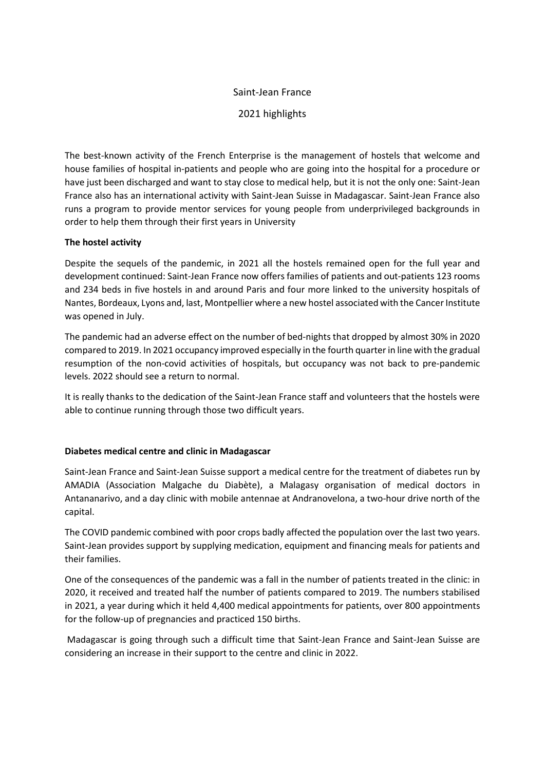Saint-Jean France

2021 highlights

The best-known activity of the French Enterprise is the management of hostels that welcome and house families of hospital in-patients and people who are going into the hospital for a procedure or have just been discharged and want to stay close to medical help, but it is not the only one: Saint-Jean France also has an international activity with Saint-Jean Suisse in Madagascar. Saint-Jean France also runs a program to provide mentor services for young people from underprivileged backgrounds in order to help them through their first years in University

**The hostel activity**

Despite the sequels of the pandemic, in 2021 all the hostels remained open for the full year and development continued: Saint-Jean France now offers families of patients and out-patients 123 rooms and 234 beds in five hostels in and around Paris and four more linked to the university hospitals of Nantes, Bordeaux, Lyons and, last, Montpellier where a new hostel associated with the Cancer Institute was opened in July.

The pandemic had an adverse effect on the number of bed-nights that dropped by almost 30% in 2020 compared to 2019. In 2021 occupancy improved especially in the fourth quarter in line with the gradual resumption of the non-covid activities of hospitals, but occupancy was not back to pre-pandemic levels. 2022 should see a return to normal.

It is really thanks to the dedication of the Saint-Jean France staff and volunteers that the hostels were able to continue running through those two difficult years.

**Diabetes medical centre and clinic in Madagascar**

Saint-Jean France and Saint-Jean Suisse support a medical centre for the treatment of diabetes run by AMADIA (Association Malgache du Diabète), a Malagasy organisation of medical doctors in Antananarivo, and a day clinic with mobile antennae at Andranovelona, a two-hour drive north of the capital.

The COVID pandemic combined with poor crops badly affected the population over the last two years. Saint-Jean provides support by supplying medication, equipment and financing meals for patients and their families.

One of the consequences of the pandemic was a fall in the number of patients treated in the clinic: in 2020, it received and treated half the number of patients compared to 2019. The numbers stabilised in 2021, a year during which it held 4,400 medical appointments for patients, over 800 appointments for the follow-up of pregnancies and practiced 150 births.

Madagascar is going through such a difficult time that Saint-Jean France and Saint-Jean Suisse are considering an increase in their support to the centre and clinic in 2022.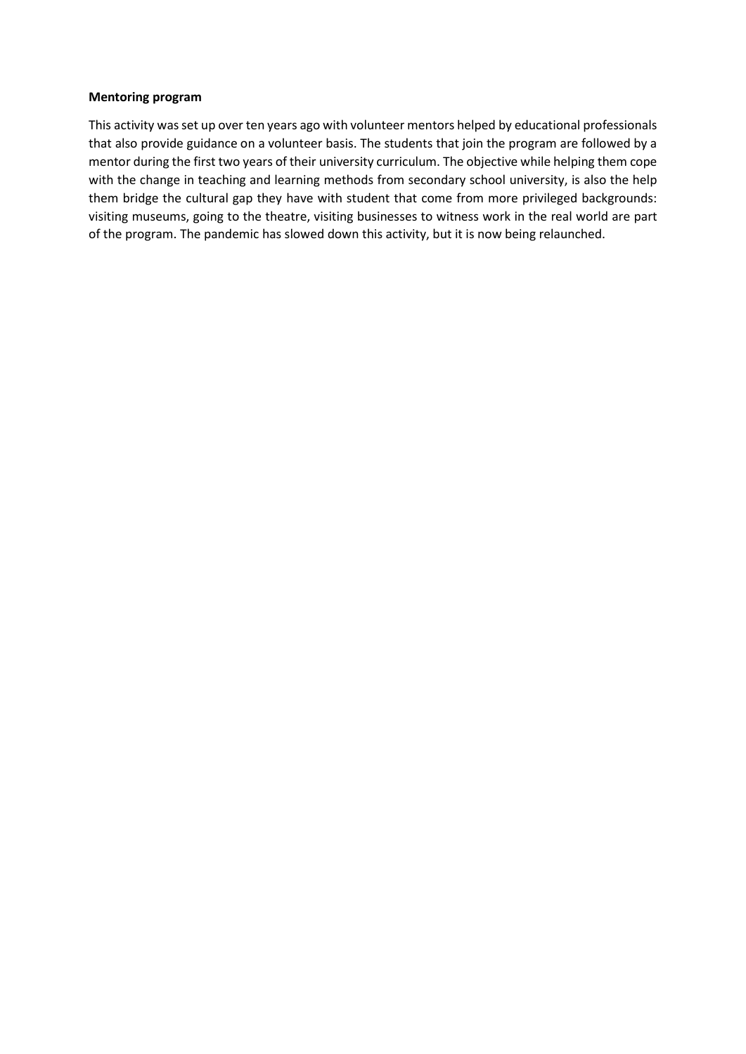**Mentoring program**

This activity was set up over ten years ago with volunteer mentors helped by educational professionals that also provide guidance on a volunteer basis. The students that join the program are followed by a mentor during the first two years of their university curriculum. The objective while helping them cope with the change in teaching and learning methods from secondary school university, is also the help them bridge the cultural gap they have with student that come from more privileged backgrounds: visiting museums, going to the theatre, visiting businesses to witness work in the real world are part of the program. The pandemic has slowed down this activity, but it is now being relaunched.